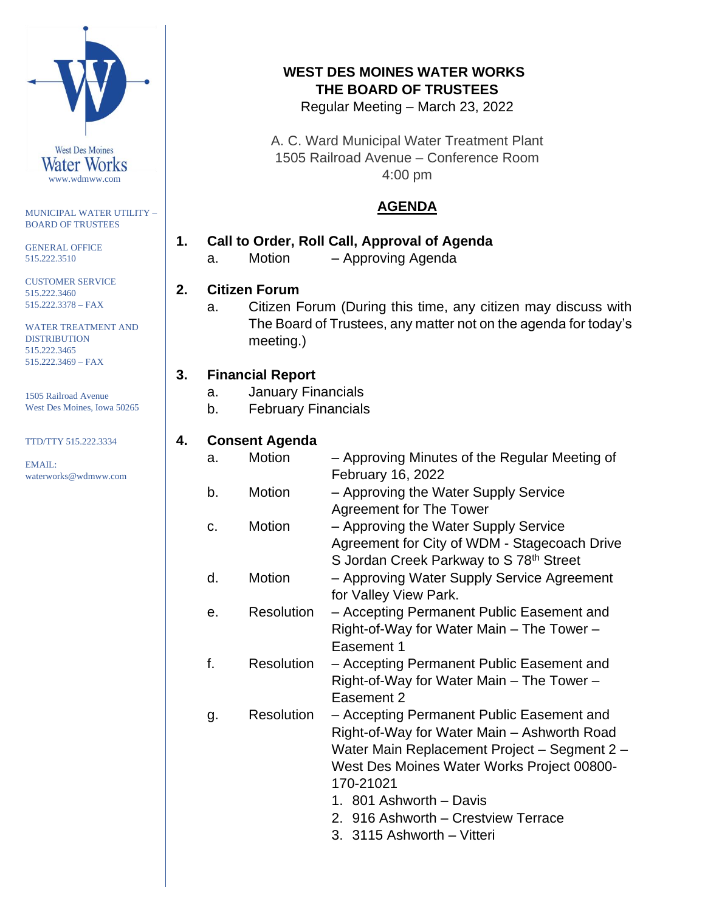West Des Moines Water Works
www.wdmww.com

MUNICIPAL WATER UTILITY – BOARD OF TRUSTEES

GENERAL OFFICE
515.222.3510

CUSTOMER SERVICE
515.222.3460
515.222.3378 – FAX

WATER TREATMENT AND DISTRIBUTION
515.222.3465
515.222.3469 – FAX

1505 Railroad Avenue
West Des Moines, Iowa 50265

TTD/TTY 515.222.3334

EMAIL:
waterworks@wdmww.com

# WEST DES MOINES WATER WORKS
# THE BOARD OF TRUSTEES

Regular Meeting – March 23, 2022

A. C. Ward Municipal Water Treatment Plant
1505 Railroad Avenue – Conference Room
4:00 pm

## AGENDA

**1. Call to Order, Roll Call, Approval of Agenda**

a. Motion – Approving Agenda

**2. Citizen Forum**

a. Citizen Forum (During this time, any citizen may discuss with The Board of Trustees, any matter not on the agenda for today's meeting.)

**3. Financial Report**

a. January Financials

b. February Financials

**4. Consent Agenda**

a. Motion – Approving Minutes of the Regular Meeting of February 16, 2022

b. Motion – Approving the Water Supply Service Agreement for The Tower

c. Motion – Approving the Water Supply Service Agreement for City of WDM - Stagecoach Drive S Jordan Creek Parkway to S 78th Street

d. Motion – Approving Water Supply Service Agreement for Valley View Park.

e. Resolution – Accepting Permanent Public Easement and Right-of-Way for Water Main – The Tower – Easement 1

f. Resolution – Accepting Permanent Public Easement and Right-of-Way for Water Main – The Tower – Easement 2

g. Resolution – Accepting Permanent Public Easement and Right-of-Way for Water Main – Ashworth Road Water Main Replacement Project – Segment 2 – West Des Moines Water Works Project 00800-170-21021

1. 801 Ashworth – Davis
2. 916 Ashworth – Crestview Terrace
3. 3115 Ashworth – Vitteri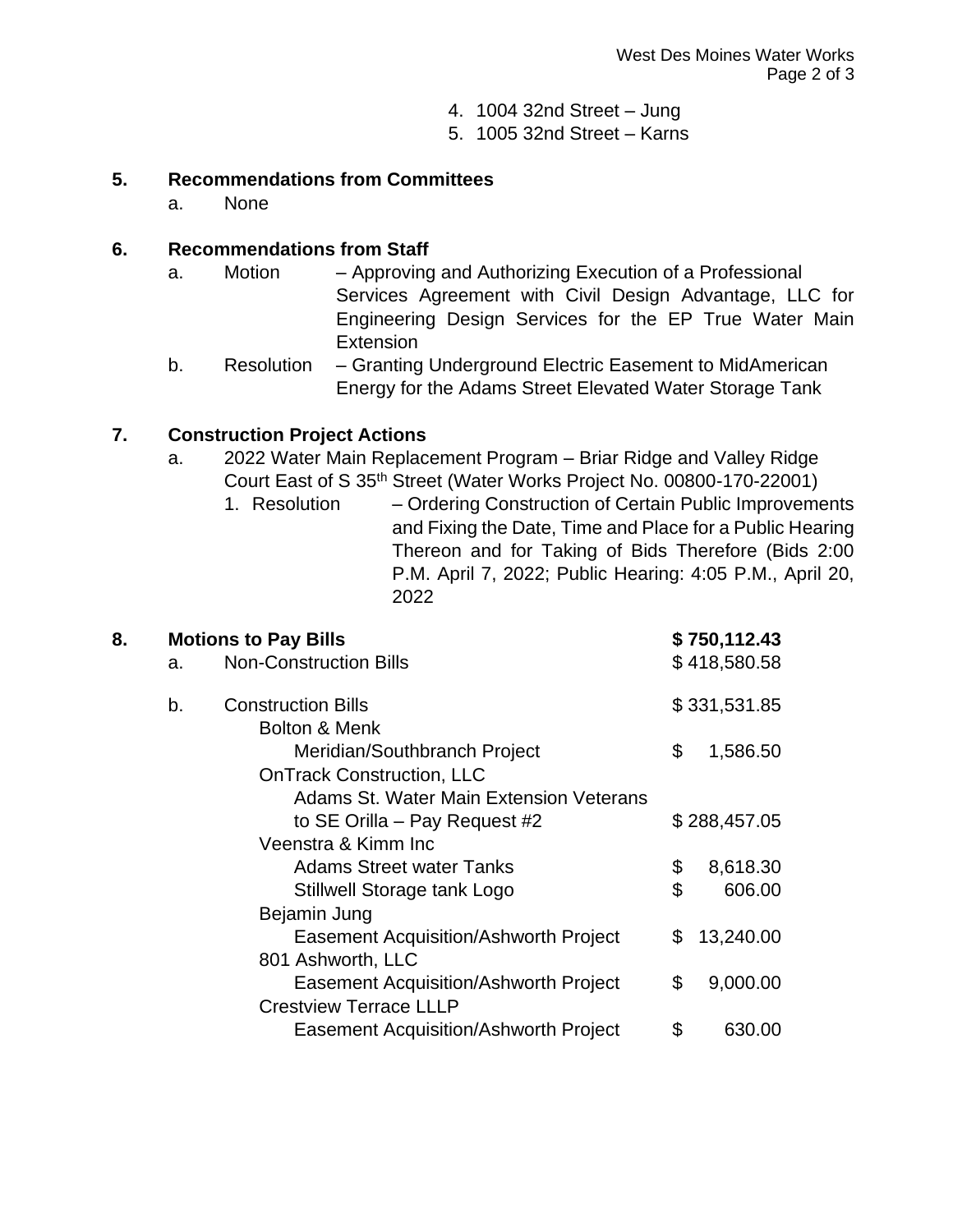4. 1004 32nd Street – Jung
5. 1005 32nd Street – Karns

**5. Recommendations from Committees**

a. None

**6. Recommendations from Staff**

a. Motion – Approving and Authorizing Execution of a Professional Services Agreement with Civil Design Advantage, LLC for Engineering Design Services for the EP True Water Main Extension

b. Resolution – Granting Underground Electric Easement to MidAmerican Energy for the Adams Street Elevated Water Storage Tank

**7. Construction Project Actions**

a. 2022 Water Main Replacement Program – Briar Ridge and Valley Ridge Court East of S 35th Street (Water Works Project No. 00800-170-22001)

1. Resolution – Ordering Construction of Certain Public Improvements and Fixing the Date, Time and Place for a Public Hearing Thereon and for Taking of Bids Therefore (Bids 2:00 P.M. April 7, 2022; Public Hearing: 4:05 P.M., April 20, 2022

| **8. Motions to Pay Bills** | **$ 750,112.43** |
|---|---|
| a. Non-Construction Bills | $ 418,580.58 |
| b. Construction Bills | $ 331,531.85 |
| Bolton & Menk | |
| Meridian/Southbranch Project | $ 1,586.50 |
| OnTrack Construction, LLC | |
| Adams St. Water Main Extension Veterans to SE Orilla – Pay Request #2 | $ 288,457.05 |
| Veenstra & Kimm Inc | |
| Adams Street water Tanks | $ 8,618.30 |
| Stillwell Storage tank Logo | $ 606.00 |
| Bejamin Jung | |
| Easement Acquisition/Ashworth Project | $ 13,240.00 |
| 801 Ashworth, LLC | |
| Easement Acquisition/Ashworth Project | $ 9,000.00 |
| Crestview Terrace LLLP | |
| Easement Acquisition/Ashworth Project | $ 630.00 |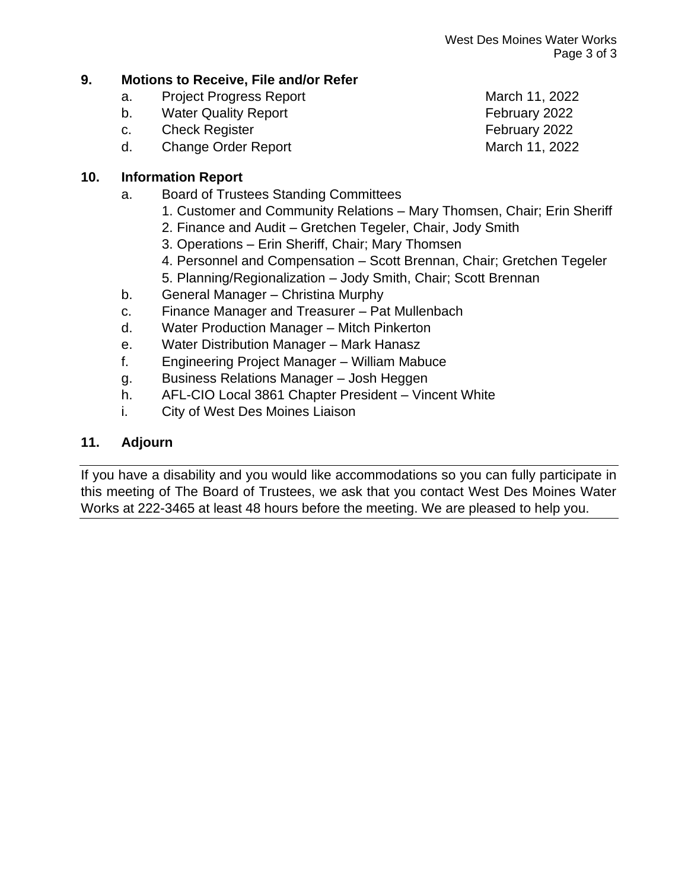## 9. Motions to Receive, File and/or Refer

a. Project Progress Report — March 11, 2022
b. Water Quality Report — February 2022
c. Check Register — February 2022
d. Change Order Report — March 11, 2022

## 10. Information Report

a. Board of Trustees Standing Committees
   1. Customer and Community Relations – Mary Thomsen, Chair; Erin Sheriff
   2. Finance and Audit – Gretchen Tegeler, Chair, Jody Smith
   3. Operations – Erin Sheriff, Chair; Mary Thomsen
   4. Personnel and Compensation – Scott Brennan, Chair; Gretchen Tegeler
   5. Planning/Regionalization – Jody Smith, Chair; Scott Brennan

b. General Manager – Christina Murphy
c. Finance Manager and Treasurer – Pat Mullenbach
d. Water Production Manager – Mitch Pinkerton
e. Water Distribution Manager – Mark Hanasz
f. Engineering Project Manager – William Mabuce
g. Business Relations Manager – Josh Heggen
h. AFL-CIO Local 3861 Chapter President – Vincent White
i. City of West Des Moines Liaison

## 11. Adjourn

---

If you have a disability and you would like accommodations so you can fully participate in this meeting of The Board of Trustees, we ask that you contact West Des Moines Water Works at 222-3465 at least 48 hours before the meeting. We are pleased to help you.

---